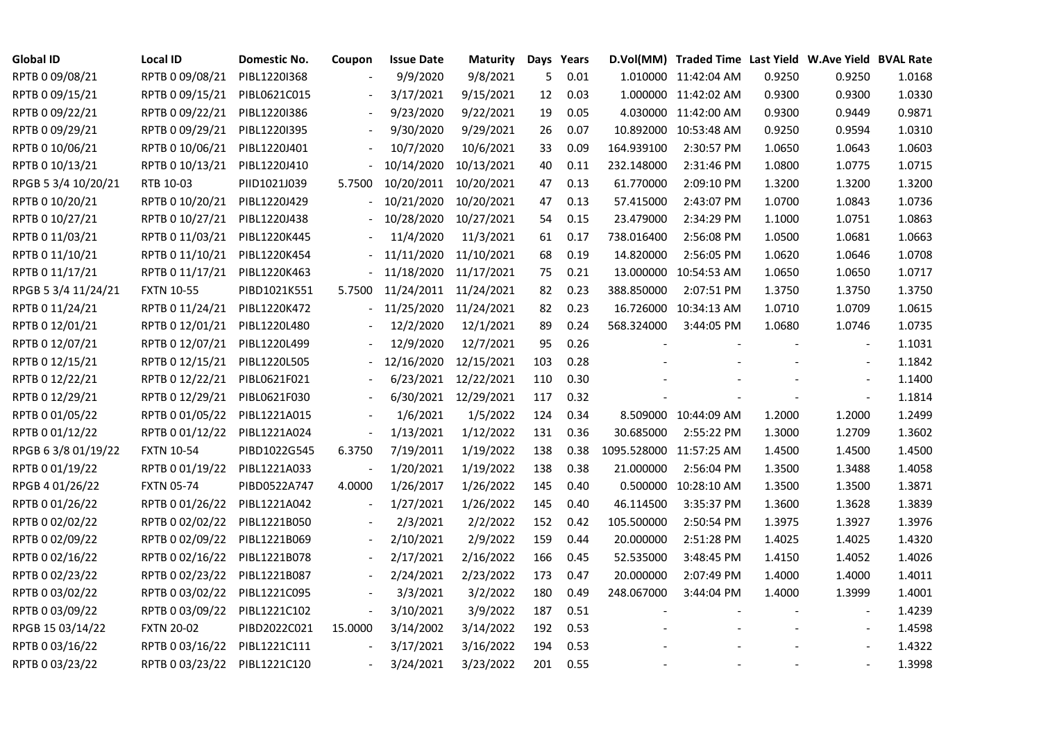| Global ID | Local ID | Domestic No. | Coupon | Issue Date | Maturity | Days | Years | D.Vol(MM) | Traded Time | Last Yield | W.Ave Yield | BVAL Rate |
|---|---|---|---|---|---|---|---|---|---|---|---|---|
| RPTB 0 09/08/21 | RPTB 0 09/08/21 | PIBL1220I368 | - | 9/9/2020 | 9/8/2021 | 5 | 0.01 | 1.010000 | 11:42:04 AM | 0.9250 | 0.9250 | 1.0168 |
| RPTB 0 09/15/21 | RPTB 0 09/15/21 | PIBL0621C015 | - | 3/17/2021 | 9/15/2021 | 12 | 0.03 | 1.000000 | 11:42:02 AM | 0.9300 | 0.9300 | 1.0330 |
| RPTB 0 09/22/21 | RPTB 0 09/22/21 | PIBL1220I386 | - | 9/23/2020 | 9/22/2021 | 19 | 0.05 | 4.030000 | 11:42:00 AM | 0.9300 | 0.9449 | 0.9871 |
| RPTB 0 09/29/21 | RPTB 0 09/29/21 | PIBL1220I395 | - | 9/30/2020 | 9/29/2021 | 26 | 0.07 | 10.892000 | 10:53:48 AM | 0.9250 | 0.9594 | 1.0310 |
| RPTB 0 10/06/21 | RPTB 0 10/06/21 | PIBL1220J401 | - | 10/7/2020 | 10/6/2021 | 33 | 0.09 | 164.939100 | 2:30:57 PM | 1.0650 | 1.0643 | 1.0603 |
| RPTB 0 10/13/21 | RPTB 0 10/13/21 | PIBL1220J410 | - | 10/14/2020 | 10/13/2021 | 40 | 0.11 | 232.148000 | 2:31:46 PM | 1.0800 | 1.0775 | 1.0715 |
| RPGB 5 3/4 10/20/21 | RTB 10-03 | PIID1021J039 | 5.7500 | 10/20/2011 | 10/20/2021 | 47 | 0.13 | 61.770000 | 2:09:10 PM | 1.3200 | 1.3200 | 1.3200 |
| RPTB 0 10/20/21 | RPTB 0 10/20/21 | PIBL1220J429 | - | 10/21/2020 | 10/20/2021 | 47 | 0.13 | 57.415000 | 2:43:07 PM | 1.0700 | 1.0843 | 1.0736 |
| RPTB 0 10/27/21 | RPTB 0 10/27/21 | PIBL1220J438 | - | 10/28/2020 | 10/27/2021 | 54 | 0.15 | 23.479000 | 2:34:29 PM | 1.1000 | 1.0751 | 1.0863 |
| RPTB 0 11/03/21 | RPTB 0 11/03/21 | PIBL1220K445 | - | 11/4/2020 | 11/3/2021 | 61 | 0.17 | 738.016400 | 2:56:08 PM | 1.0500 | 1.0681 | 1.0663 |
| RPTB 0 11/10/21 | RPTB 0 11/10/21 | PIBL1220K454 | - | 11/11/2020 | 11/10/2021 | 68 | 0.19 | 14.820000 | 2:56:05 PM | 1.0620 | 1.0646 | 1.0708 |
| RPTB 0 11/17/21 | RPTB 0 11/17/21 | PIBL1220K463 | - | 11/18/2020 | 11/17/2021 | 75 | 0.21 | 13.000000 | 10:54:53 AM | 1.0650 | 1.0650 | 1.0717 |
| RPGB 5 3/4 11/24/21 | FXTN 10-55 | PIBD1021K551 | 5.7500 | 11/24/2011 | 11/24/2021 | 82 | 0.23 | 388.850000 | 2:07:51 PM | 1.3750 | 1.3750 | 1.3750 |
| RPTB 0 11/24/21 | RPTB 0 11/24/21 | PIBL1220K472 | - | 11/25/2020 | 11/24/2021 | 82 | 0.23 | 16.726000 | 10:34:13 AM | 1.0710 | 1.0709 | 1.0615 |
| RPTB 0 12/01/21 | RPTB 0 12/01/21 | PIBL1220L480 | - | 12/2/2020 | 12/1/2021 | 89 | 0.24 | 568.324000 | 3:44:05 PM | 1.0680 | 1.0746 | 1.0735 |
| RPTB 0 12/07/21 | RPTB 0 12/07/21 | PIBL1220L499 | - | 12/9/2020 | 12/7/2021 | 95 | 0.26 | - | - | - | - | 1.1031 |
| RPTB 0 12/15/21 | RPTB 0 12/15/21 | PIBL1220L505 | - | 12/16/2020 | 12/15/2021 | 103 | 0.28 | - | - | - | - | 1.1842 |
| RPTB 0 12/22/21 | RPTB 0 12/22/21 | PIBL0621F021 | - | 6/23/2021 | 12/22/2021 | 110 | 0.30 | - | - | - | - | 1.1400 |
| RPTB 0 12/29/21 | RPTB 0 12/29/21 | PIBL0621F030 | - | 6/30/2021 | 12/29/2021 | 117 | 0.32 | - | - | - | - | 1.1814 |
| RPTB 0 01/05/22 | RPTB 0 01/05/22 | PIBL1221A015 | - | 1/6/2021 | 1/5/2022 | 124 | 0.34 | 8.509000 | 10:44:09 AM | 1.2000 | 1.2000 | 1.2499 |
| RPTB 0 01/12/22 | RPTB 0 01/12/22 | PIBL1221A024 | - | 1/13/2021 | 1/12/2022 | 131 | 0.36 | 30.685000 | 2:55:22 PM | 1.3000 | 1.2709 | 1.3602 |
| RPGB 6 3/8 01/19/22 | FXTN 10-54 | PIBD1022G545 | 6.3750 | 7/19/2011 | 1/19/2022 | 138 | 0.38 | 1095.528000 | 11:57:25 AM | 1.4500 | 1.4500 | 1.4500 |
| RPTB 0 01/19/22 | RPTB 0 01/19/22 | PIBL1221A033 | - | 1/20/2021 | 1/19/2022 | 138 | 0.38 | 21.000000 | 2:56:04 PM | 1.3500 | 1.3488 | 1.4058 |
| RPGB 4 01/26/22 | FXTN 05-74 | PIBD0522A747 | 4.0000 | 1/26/2017 | 1/26/2022 | 145 | 0.40 | 0.500000 | 10:28:10 AM | 1.3500 | 1.3500 | 1.3871 |
| RPTB 0 01/26/22 | RPTB 0 01/26/22 | PIBL1221A042 | - | 1/27/2021 | 1/26/2022 | 145 | 0.40 | 46.114500 | 3:35:37 PM | 1.3600 | 1.3628 | 1.3839 |
| RPTB 0 02/02/22 | RPTB 0 02/02/22 | PIBL1221B050 | - | 2/3/2021 | 2/2/2022 | 152 | 0.42 | 105.500000 | 2:50:54 PM | 1.3975 | 1.3927 | 1.3976 |
| RPTB 0 02/09/22 | RPTB 0 02/09/22 | PIBL1221B069 | - | 2/10/2021 | 2/9/2022 | 159 | 0.44 | 20.000000 | 2:51:28 PM | 1.4025 | 1.4025 | 1.4320 |
| RPTB 0 02/16/22 | RPTB 0 02/16/22 | PIBL1221B078 | - | 2/17/2021 | 2/16/2022 | 166 | 0.45 | 52.535000 | 3:48:45 PM | 1.4150 | 1.4052 | 1.4026 |
| RPTB 0 02/23/22 | RPTB 0 02/23/22 | PIBL1221B087 | - | 2/24/2021 | 2/23/2022 | 173 | 0.47 | 20.000000 | 2:07:49 PM | 1.4000 | 1.4000 | 1.4011 |
| RPTB 0 03/02/22 | RPTB 0 03/02/22 | PIBL1221C095 | - | 3/3/2021 | 3/2/2022 | 180 | 0.49 | 248.067000 | 3:44:04 PM | 1.4000 | 1.3999 | 1.4001 |
| RPTB 0 03/09/22 | RPTB 0 03/09/22 | PIBL1221C102 | - | 3/10/2021 | 3/9/2022 | 187 | 0.51 | - | - | - | - | 1.4239 |
| RPGB 15 03/14/22 | FXTN 20-02 | PIBD2022C021 | 15.0000 | 3/14/2002 | 3/14/2022 | 192 | 0.53 | - | - | - | - | 1.4598 |
| RPTB 0 03/16/22 | RPTB 0 03/16/22 | PIBL1221C111 | - | 3/17/2021 | 3/16/2022 | 194 | 0.53 | - | - | - | - | 1.4322 |
| RPTB 0 03/23/22 | RPTB 0 03/23/22 | PIBL1221C120 | - | 3/24/2021 | 3/23/2022 | 201 | 0.55 | - | - | - | - | 1.3998 |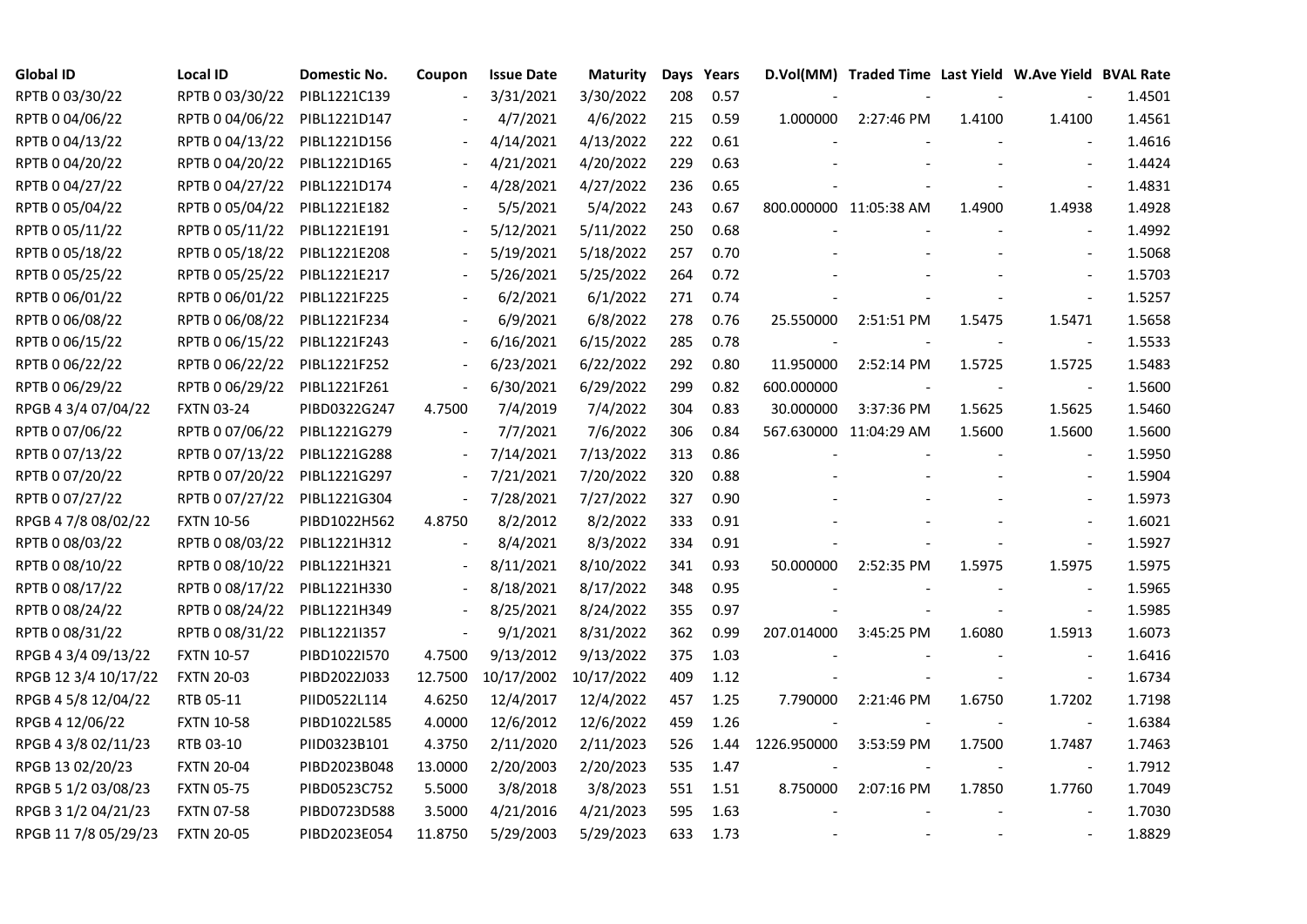| Global ID | Local ID | Domestic No. | Coupon | Issue Date | Maturity | Days | Years | D.Vol(MM) | Traded Time | Last Yield | W.Ave Yield | BVAL Rate |
|---|---|---|---|---|---|---|---|---|---|---|---|---|
| RPTB 0 03/30/22 | RPTB 0 03/30/22 | PIBL1221C139 | - | 3/31/2021 | 3/30/2022 | 208 | 0.57 | - | - | - | - | 1.4501 |
| RPTB 0 04/06/22 | RPTB 0 04/06/22 | PIBL1221D147 | - | 4/7/2021 | 4/6/2022 | 215 | 0.59 | 1.000000 | 2:27:46 PM | 1.4100 | 1.4100 | 1.4561 |
| RPTB 0 04/13/22 | RPTB 0 04/13/22 | PIBL1221D156 | - | 4/14/2021 | 4/13/2022 | 222 | 0.61 | - | - | - | - | 1.4616 |
| RPTB 0 04/20/22 | RPTB 0 04/20/22 | PIBL1221D165 | - | 4/21/2021 | 4/20/2022 | 229 | 0.63 | - | - | - | - | 1.4424 |
| RPTB 0 04/27/22 | RPTB 0 04/27/22 | PIBL1221D174 | - | 4/28/2021 | 4/27/2022 | 236 | 0.65 | - | - | - | - | 1.4831 |
| RPTB 0 05/04/22 | RPTB 0 05/04/22 | PIBL1221E182 | - | 5/5/2021 | 5/4/2022 | 243 | 0.67 | 800.000000 | 11:05:38 AM | 1.4900 | 1.4938 | 1.4928 |
| RPTB 0 05/11/22 | RPTB 0 05/11/22 | PIBL1221E191 | - | 5/12/2021 | 5/11/2022 | 250 | 0.68 | - | - | - | - | 1.4992 |
| RPTB 0 05/18/22 | RPTB 0 05/18/22 | PIBL1221E208 | - | 5/19/2021 | 5/18/2022 | 257 | 0.70 | - | - | - | - | 1.5068 |
| RPTB 0 05/25/22 | RPTB 0 05/25/22 | PIBL1221E217 | - | 5/26/2021 | 5/25/2022 | 264 | 0.72 | - | - | - | - | 1.5703 |
| RPTB 0 06/01/22 | RPTB 0 06/01/22 | PIBL1221F225 | - | 6/2/2021 | 6/1/2022 | 271 | 0.74 | - | - | - | - | 1.5257 |
| RPTB 0 06/08/22 | RPTB 0 06/08/22 | PIBL1221F234 | - | 6/9/2021 | 6/8/2022 | 278 | 0.76 | 25.550000 | 2:51:51 PM | 1.5475 | 1.5471 | 1.5658 |
| RPTB 0 06/15/22 | RPTB 0 06/15/22 | PIBL1221F243 | - | 6/16/2021 | 6/15/2022 | 285 | 0.78 | - | - | - | - | 1.5533 |
| RPTB 0 06/22/22 | RPTB 0 06/22/22 | PIBL1221F252 | - | 6/23/2021 | 6/22/2022 | 292 | 0.80 | 11.950000 | 2:52:14 PM | 1.5725 | 1.5725 | 1.5483 |
| RPTB 0 06/29/22 | RPTB 0 06/29/22 | PIBL1221F261 | - | 6/30/2021 | 6/29/2022 | 299 | 0.82 | 600.000000 | - | - | - | 1.5600 |
| RPGB 4 3/4 07/04/22 | FXTN 03-24 | PIBD0322G247 | 4.7500 | 7/4/2019 | 7/4/2022 | 304 | 0.83 | 30.000000 | 3:37:36 PM | 1.5625 | 1.5625 | 1.5460 |
| RPTB 0 07/06/22 | RPTB 0 07/06/22 | PIBL1221G279 | - | 7/7/2021 | 7/6/2022 | 306 | 0.84 | 567.630000 | 11:04:29 AM | 1.5600 | 1.5600 | 1.5600 |
| RPTB 0 07/13/22 | RPTB 0 07/13/22 | PIBL1221G288 | - | 7/14/2021 | 7/13/2022 | 313 | 0.86 | - | - | - | - | 1.5950 |
| RPTB 0 07/20/22 | RPTB 0 07/20/22 | PIBL1221G297 | - | 7/21/2021 | 7/20/2022 | 320 | 0.88 | - | - | - | - | 1.5904 |
| RPTB 0 07/27/22 | RPTB 0 07/27/22 | PIBL1221G304 | - | 7/28/2021 | 7/27/2022 | 327 | 0.90 | - | - | - | - | 1.5973 |
| RPGB 4 7/8 08/02/22 | FXTN 10-56 | PIBD1022H562 | 4.8750 | 8/2/2012 | 8/2/2022 | 333 | 0.91 | - | - | - | - | 1.6021 |
| RPTB 0 08/03/22 | RPTB 0 08/03/22 | PIBL1221H312 | - | 8/4/2021 | 8/3/2022 | 334 | 0.91 | - | - | - | - | 1.5927 |
| RPTB 0 08/10/22 | RPTB 0 08/10/22 | PIBL1221H321 | - | 8/11/2021 | 8/10/2022 | 341 | 0.93 | 50.000000 | 2:52:35 PM | 1.5975 | 1.5975 | 1.5975 |
| RPTB 0 08/17/22 | RPTB 0 08/17/22 | PIBL1221H330 | - | 8/18/2021 | 8/17/2022 | 348 | 0.95 | - | - | - | - | 1.5965 |
| RPTB 0 08/24/22 | RPTB 0 08/24/22 | PIBL1221H349 | - | 8/25/2021 | 8/24/2022 | 355 | 0.97 | - | - | - | - | 1.5985 |
| RPTB 0 08/31/22 | RPTB 0 08/31/22 | PIBL1221I357 | - | 9/1/2021 | 8/31/2022 | 362 | 0.99 | 207.014000 | 3:45:25 PM | 1.6080 | 1.5913 | 1.6073 |
| RPGB 4 3/4 09/13/22 | FXTN 10-57 | PIBD1022I570 | 4.7500 | 9/13/2012 | 9/13/2022 | 375 | 1.03 | - | - | - | - | 1.6416 |
| RPGB 12 3/4 10/17/22 | FXTN 20-03 | PIBD2022J033 | 12.7500 | 10/17/2002 | 10/17/2022 | 409 | 1.12 | - | - | - | - | 1.6734 |
| RPGB 4 5/8 12/04/22 | RTB 05-11 | PIID0522L114 | 4.6250 | 12/4/2017 | 12/4/2022 | 457 | 1.25 | 7.790000 | 2:21:46 PM | 1.6750 | 1.7202 | 1.7198 |
| RPGB 4 12/06/22 | FXTN 10-58 | PIBD1022L585 | 4.0000 | 12/6/2012 | 12/6/2022 | 459 | 1.26 | - | - | - | - | 1.6384 |
| RPGB 4 3/8 02/11/23 | RTB 03-10 | PIID0323B101 | 4.3750 | 2/11/2020 | 2/11/2023 | 526 | 1.44 | 1226.950000 | 3:53:59 PM | 1.7500 | 1.7487 | 1.7463 |
| RPGB 13 02/20/23 | FXTN 20-04 | PIBD2023B048 | 13.0000 | 2/20/2003 | 2/20/2023 | 535 | 1.47 | - | - | - | - | 1.7912 |
| RPGB 5 1/2 03/08/23 | FXTN 05-75 | PIBD0523C752 | 5.5000 | 3/8/2018 | 3/8/2023 | 551 | 1.51 | 8.750000 | 2:07:16 PM | 1.7850 | 1.7760 | 1.7049 |
| RPGB 3 1/2 04/21/23 | FXTN 07-58 | PIBD0723D588 | 3.5000 | 4/21/2016 | 4/21/2023 | 595 | 1.63 | - | - | - | - | 1.7030 |
| RPGB 11 7/8 05/29/23 | FXTN 20-05 | PIBD2023E054 | 11.8750 | 5/29/2003 | 5/29/2023 | 633 | 1.73 | - | - | - | - | 1.8829 |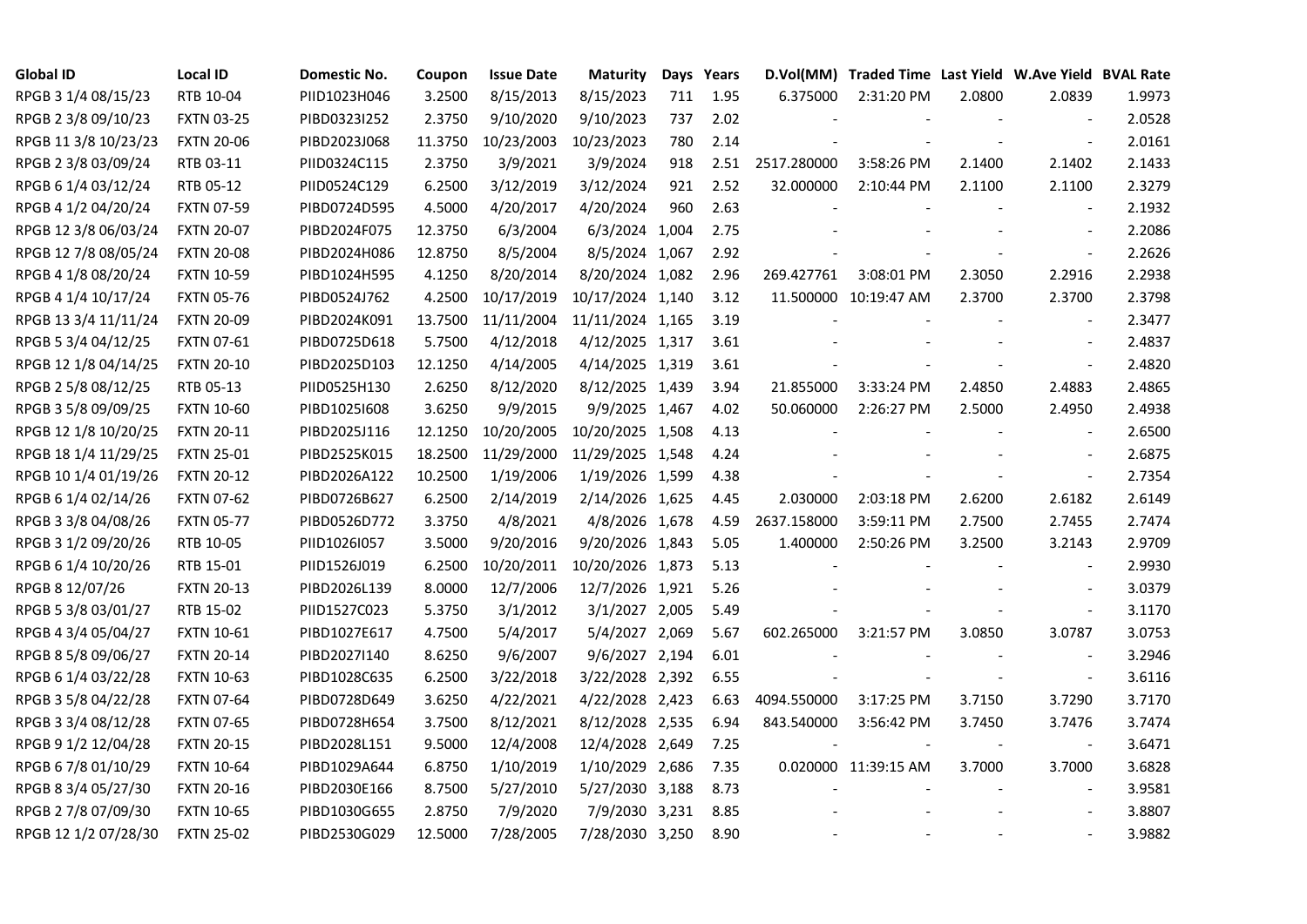| Global ID | Local ID | Domestic No. | Coupon | Issue Date | Maturity | Days | Years | D.Vol(MM) | Traded Time | Last Yield | W.Ave Yield | BVAL Rate |
|---|---|---|---|---|---|---|---|---|---|---|---|---|
| RPGB 3 1/4 08/15/23 | RTB 10-04 | PIID1023H046 | 3.2500 | 8/15/2013 | 8/15/2023 | 711 | 1.95 | 6.375000 | 2:31:20 PM | 2.0800 | 2.0839 | 1.9973 |
| RPGB 2 3/8 09/10/23 | FXTN 03-25 | PIBD0323I252 | 2.3750 | 9/10/2020 | 9/10/2023 | 737 | 2.02 | - | - | - | - | 2.0528 |
| RPGB 11 3/8 10/23/23 | FXTN 20-06 | PIBD2023J068 | 11.3750 | 10/23/2003 | 10/23/2023 | 780 | 2.14 | - | - | - | - | 2.0161 |
| RPGB 2 3/8 03/09/24 | RTB 03-11 | PIID0324C115 | 2.3750 | 3/9/2021 | 3/9/2024 | 918 | 2.51 | 2517.280000 | 3:58:26 PM | 2.1400 | 2.1402 | 2.1433 |
| RPGB 6 1/4 03/12/24 | RTB 05-12 | PIID0524C129 | 6.2500 | 3/12/2019 | 3/12/2024 | 921 | 2.52 | 32.000000 | 2:10:44 PM | 2.1100 | 2.1100 | 2.3279 |
| RPGB 4 1/2 04/20/24 | FXTN 07-59 | PIBD0724D595 | 4.5000 | 4/20/2017 | 4/20/2024 | 960 | 2.63 | - | - | - | - | 2.1932 |
| RPGB 12 3/8 06/03/24 | FXTN 20-07 | PIBD2024F075 | 12.3750 | 6/3/2004 | 6/3/2024 | 1,004 | 2.75 | - | - | - | - | 2.2086 |
| RPGB 12 7/8 08/05/24 | FXTN 20-08 | PIBD2024H086 | 12.8750 | 8/5/2004 | 8/5/2024 | 1,067 | 2.92 | - | - | - | - | 2.2626 |
| RPGB 4 1/8 08/20/24 | FXTN 10-59 | PIBD1024H595 | 4.1250 | 8/20/2014 | 8/20/2024 | 1,082 | 2.96 | 269.427761 | 3:08:01 PM | 2.3050 | 2.2916 | 2.2938 |
| RPGB 4 1/4 10/17/24 | FXTN 05-76 | PIBD0524J762 | 4.2500 | 10/17/2019 | 10/17/2024 | 1,140 | 3.12 | 11.500000 | 10:19:47 AM | 2.3700 | 2.3700 | 2.3798 |
| RPGB 13 3/4 11/11/24 | FXTN 20-09 | PIBD2024K091 | 13.7500 | 11/11/2004 | 11/11/2024 | 1,165 | 3.19 | - | - | - | - | 2.3477 |
| RPGB 5 3/4 04/12/25 | FXTN 07-61 | PIBD0725D618 | 5.7500 | 4/12/2018 | 4/12/2025 | 1,317 | 3.61 | - | - | - | - | 2.4837 |
| RPGB 12 1/8 04/14/25 | FXTN 20-10 | PIBD2025D103 | 12.1250 | 4/14/2005 | 4/14/2025 | 1,319 | 3.61 | - | - | - | - | 2.4820 |
| RPGB 2 5/8 08/12/25 | RTB 05-13 | PIID0525H130 | 2.6250 | 8/12/2020 | 8/12/2025 | 1,439 | 3.94 | 21.855000 | 3:33:24 PM | 2.4850 | 2.4883 | 2.4865 |
| RPGB 3 5/8 09/09/25 | FXTN 10-60 | PIBD1025I608 | 3.6250 | 9/9/2015 | 9/9/2025 | 1,467 | 4.02 | 50.060000 | 2:26:27 PM | 2.5000 | 2.4950 | 2.4938 |
| RPGB 12 1/8 10/20/25 | FXTN 20-11 | PIBD2025J116 | 12.1250 | 10/20/2005 | 10/20/2025 | 1,508 | 4.13 | - | - | - | - | 2.6500 |
| RPGB 18 1/4 11/29/25 | FXTN 25-01 | PIBD2525K015 | 18.2500 | 11/29/2000 | 11/29/2025 | 1,548 | 4.24 | - | - | - | - | 2.6875 |
| RPGB 10 1/4 01/19/26 | FXTN 20-12 | PIBD2026A122 | 10.2500 | 1/19/2006 | 1/19/2026 | 1,599 | 4.38 | - | - | - | - | 2.7354 |
| RPGB 6 1/4 02/14/26 | FXTN 07-62 | PIBD0726B627 | 6.2500 | 2/14/2019 | 2/14/2026 | 1,625 | 4.45 | 2.030000 | 2:03:18 PM | 2.6200 | 2.6182 | 2.6149 |
| RPGB 3 3/8 04/08/26 | FXTN 05-77 | PIBD0526D772 | 3.3750 | 4/8/2021 | 4/8/2026 | 1,678 | 4.59 | 2637.158000 | 3:59:11 PM | 2.7500 | 2.7455 | 2.7474 |
| RPGB 3 1/2 09/20/26 | RTB 10-05 | PIID1026I057 | 3.5000 | 9/20/2016 | 9/20/2026 | 1,843 | 5.05 | 1.400000 | 2:50:26 PM | 3.2500 | 3.2143 | 2.9709 |
| RPGB 6 1/4 10/20/26 | RTB 15-01 | PIID1526J019 | 6.2500 | 10/20/2011 | 10/20/2026 | 1,873 | 5.13 | - | - | - | - | 2.9930 |
| RPGB 8 12/07/26 | FXTN 20-13 | PIBD2026L139 | 8.0000 | 12/7/2006 | 12/7/2026 | 1,921 | 5.26 | - | - | - | - | 3.0379 |
| RPGB 5 3/8 03/01/27 | RTB 15-02 | PIID1527C023 | 5.3750 | 3/1/2012 | 3/1/2027 | 2,005 | 5.49 | - | - | - | - | 3.1170 |
| RPGB 4 3/4 05/04/27 | FXTN 10-61 | PIBD1027E617 | 4.7500 | 5/4/2017 | 5/4/2027 | 2,069 | 5.67 | 602.265000 | 3:21:57 PM | 3.0850 | 3.0787 | 3.0753 |
| RPGB 8 5/8 09/06/27 | FXTN 20-14 | PIBD2027I140 | 8.6250 | 9/6/2007 | 9/6/2027 | 2,194 | 6.01 | - | - | - | - | 3.2946 |
| RPGB 6 1/4 03/22/28 | FXTN 10-63 | PIBD1028C635 | 6.2500 | 3/22/2018 | 3/22/2028 | 2,392 | 6.55 | - | - | - | - | 3.6116 |
| RPGB 3 5/8 04/22/28 | FXTN 07-64 | PIBD0728D649 | 3.6250 | 4/22/2021 | 4/22/2028 | 2,423 | 6.63 | 4094.550000 | 3:17:25 PM | 3.7150 | 3.7290 | 3.7170 |
| RPGB 3 3/4 08/12/28 | FXTN 07-65 | PIBD0728H654 | 3.7500 | 8/12/2021 | 8/12/2028 | 2,535 | 6.94 | 843.540000 | 3:56:42 PM | 3.7450 | 3.7476 | 3.7474 |
| RPGB 9 1/2 12/04/28 | FXTN 20-15 | PIBD2028L151 | 9.5000 | 12/4/2008 | 12/4/2028 | 2,649 | 7.25 | - | - | - | - | 3.6471 |
| RPGB 6 7/8 01/10/29 | FXTN 10-64 | PIBD1029A644 | 6.8750 | 1/10/2019 | 1/10/2029 | 2,686 | 7.35 | 0.020000 | 11:39:15 AM | 3.7000 | 3.7000 | 3.6828 |
| RPGB 8 3/4 05/27/30 | FXTN 20-16 | PIBD2030E166 | 8.7500 | 5/27/2010 | 5/27/2030 | 3,188 | 8.73 | - | - | - | - | 3.9581 |
| RPGB 2 7/8 07/09/30 | FXTN 10-65 | PIBD1030G655 | 2.8750 | 7/9/2020 | 7/9/2030 | 3,231 | 8.85 | - | - | - | - | 3.8807 |
| RPGB 12 1/2 07/28/30 | FXTN 25-02 | PIBD2530G029 | 12.5000 | 7/28/2005 | 7/28/2030 | 3,250 | 8.90 | - | - | - | - | 3.9882 |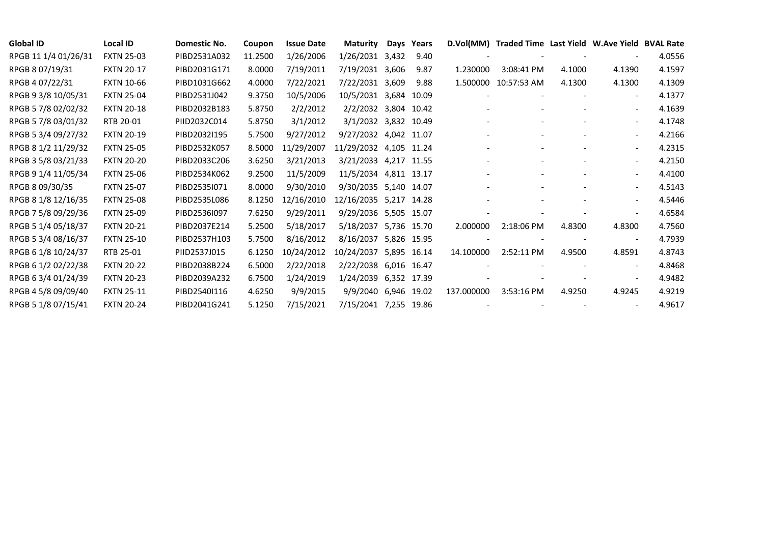| Global ID | Local ID | Domestic No. | Coupon | Issue Date | Maturity | Days | Years | D.Vol(MM) | Traded Time | Last Yield | W.Ave Yield | BVAL Rate |
|---|---|---|---|---|---|---|---|---|---|---|---|---|
| RPGB 11 1/4 01/26/31 | FXTN 25-03 | PIBD2531A032 | 11.2500 | 1/26/2006 | 1/26/2031 | 3,432 | 9.40 | - | - | - | - | 4.0556 |
| RPGB 8 07/19/31 | FXTN 20-17 | PIBD2031G171 | 8.0000 | 7/19/2011 | 7/19/2031 | 3,606 | 9.87 | 1.230000 | 3:08:41 PM | 4.1000 | 4.1390 | 4.1597 |
| RPGB 4 07/22/31 | FXTN 10-66 | PIBD1031G662 | 4.0000 | 7/22/2021 | 7/22/2031 | 3,609 | 9.88 | 1.500000 | 10:57:53 AM | 4.1300 | 4.1300 | 4.1309 |
| RPGB 9 3/8 10/05/31 | FXTN 25-04 | PIBD2531J042 | 9.3750 | 10/5/2006 | 10/5/2031 | 3,684 | 10.09 | - | - | - | - | 4.1377 |
| RPGB 5 7/8 02/02/32 | FXTN 20-18 | PIBD2032B183 | 5.8750 | 2/2/2012 | 2/2/2032 | 3,804 | 10.42 | - | - | - | - | 4.1639 |
| RPGB 5 7/8 03/01/32 | RTB 20-01 | PIID2032C014 | 5.8750 | 3/1/2012 | 3/1/2032 | 3,832 | 10.49 | - | - | - | - | 4.1748 |
| RPGB 5 3/4 09/27/32 | FXTN 20-19 | PIBD2032I195 | 5.7500 | 9/27/2012 | 9/27/2032 | 4,042 | 11.07 | - | - | - | - | 4.2166 |
| RPGB 8 1/2 11/29/32 | FXTN 25-05 | PIBD2532K057 | 8.5000 | 11/29/2007 | 11/29/2032 | 4,105 | 11.24 | - | - | - | - | 4.2315 |
| RPGB 3 5/8 03/21/33 | FXTN 20-20 | PIBD2033C206 | 3.6250 | 3/21/2013 | 3/21/2033 | 4,217 | 11.55 | - | - | - | - | 4.2150 |
| RPGB 9 1/4 11/05/34 | FXTN 25-06 | PIBD2534K062 | 9.2500 | 11/5/2009 | 11/5/2034 | 4,811 | 13.17 | - | - | - | - | 4.4100 |
| RPGB 8 09/30/35 | FXTN 25-07 | PIBD2535I071 | 8.0000 | 9/30/2010 | 9/30/2035 | 5,140 | 14.07 | - | - | - | - | 4.5143 |
| RPGB 8 1/8 12/16/35 | FXTN 25-08 | PIBD2535L086 | 8.1250 | 12/16/2010 | 12/16/2035 | 5,217 | 14.28 | - | - | - | - | 4.5446 |
| RPGB 7 5/8 09/29/36 | FXTN 25-09 | PIBD2536I097 | 7.6250 | 9/29/2011 | 9/29/2036 | 5,505 | 15.07 | - | - | - | - | 4.6584 |
| RPGB 5 1/4 05/18/37 | FXTN 20-21 | PIBD2037E214 | 5.2500 | 5/18/2017 | 5/18/2037 | 5,736 | 15.70 | 2.000000 | 2:18:06 PM | 4.8300 | 4.8300 | 4.7560 |
| RPGB 5 3/4 08/16/37 | FXTN 25-10 | PIBD2537H103 | 5.7500 | 8/16/2012 | 8/16/2037 | 5,826 | 15.95 | - | - | - | - | 4.7939 |
| RPGB 6 1/8 10/24/37 | RTB 25-01 | PIID2537J015 | 6.1250 | 10/24/2012 | 10/24/2037 | 5,895 | 16.14 | 14.100000 | 2:52:11 PM | 4.9500 | 4.8591 | 4.8743 |
| RPGB 6 1/2 02/22/38 | FXTN 20-22 | PIBD2038B224 | 6.5000 | 2/22/2018 | 2/22/2038 | 6,016 | 16.47 | - | - | - | - | 4.8468 |
| RPGB 6 3/4 01/24/39 | FXTN 20-23 | PIBD2039A232 | 6.7500 | 1/24/2019 | 1/24/2039 | 6,352 | 17.39 | - | - | - | - | 4.9482 |
| RPGB 4 5/8 09/09/40 | FXTN 25-11 | PIBD2540I116 | 4.6250 | 9/9/2015 | 9/9/2040 | 6,946 | 19.02 | 137.000000 | 3:53:16 PM | 4.9250 | 4.9245 | 4.9219 |
| RPGB 5 1/8 07/15/41 | FXTN 20-24 | PIBD2041G241 | 5.1250 | 7/15/2021 | 7/15/2041 | 7,255 | 19.86 | - | - | - | - | 4.9617 |